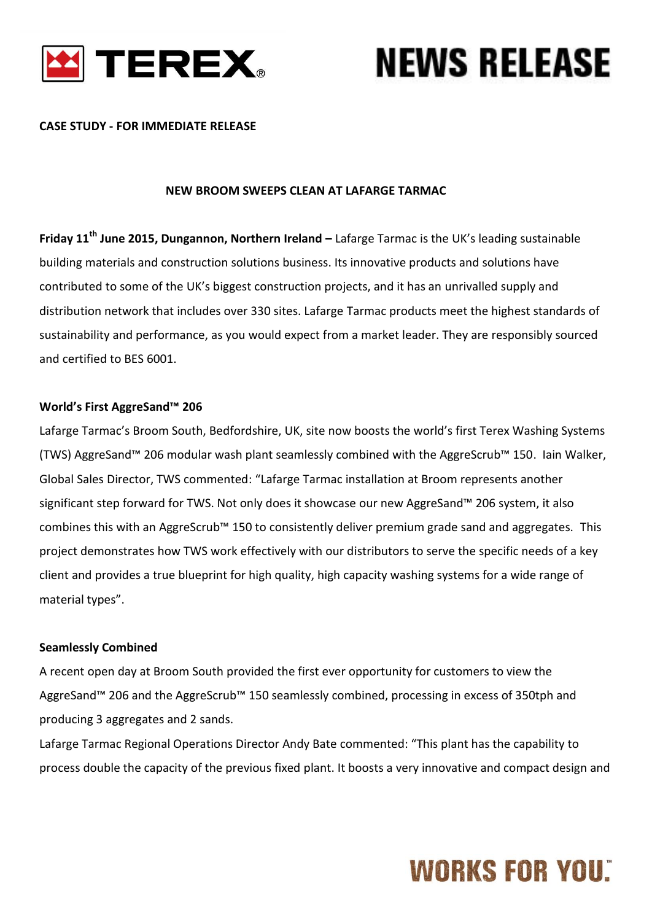**CASE STUDY - FOR IMMEDIATE RELEASE**

**NEW BROOM SWEEPS CLEAN AT LAFARGE TARMAC**

**Friday 11th June 2015, Dungannon, Northern Ireland –** Lafarge Tarmac is the UK's leading sustainable building materials and construction solutions business. Its innovative products and solutions have contributed to some of the UK's biggest construction projects, and it has an unrivalled supply and distribution network that includes over 330 sites. Lafarge Tarmac products meet the highest standards of sustainability and performance, as you would expect from a market leader. They are responsibly sourced and certified to BES 6001.

**World's First AggreSand™ 206**

Lafarge Tarmac's Broom South, Bedfordshire, UK, site now boosts the world's first Terex Washing Systems (TWS) AggreSand™ 206 modular wash plant seamlessly combined with the AggreScrub™ 150. Iain Walker, Global Sales Director, TWS commented: "Lafarge Tarmac installation at Broom represents another significant step forward for TWS. Not only does it showcase our new AggreSand™ 206 system, it also combines this with an AggreScrub™ 150 to consistently deliver premium grade sand and aggregates. This project demonstrates how TWS work effectively with our distributors to serve the specific needs of a key client and provides a true blueprint for high quality, high capacity washing systems for a wide range of material types".

**Seamlessly Combined**

A recent open day at Broom South provided the first ever opportunity for customers to view the AggreSand™ 206 and the AggreScrub™ 150 seamlessly combined, processing in excess of 350tph and producing 3 aggregates and 2 sands.

Lafarge Tarmac Regional Operations Director Andy Bate commented: "This plant has the capability to process double the capacity of the previous fixed plant. It boosts a very innovative and compact design and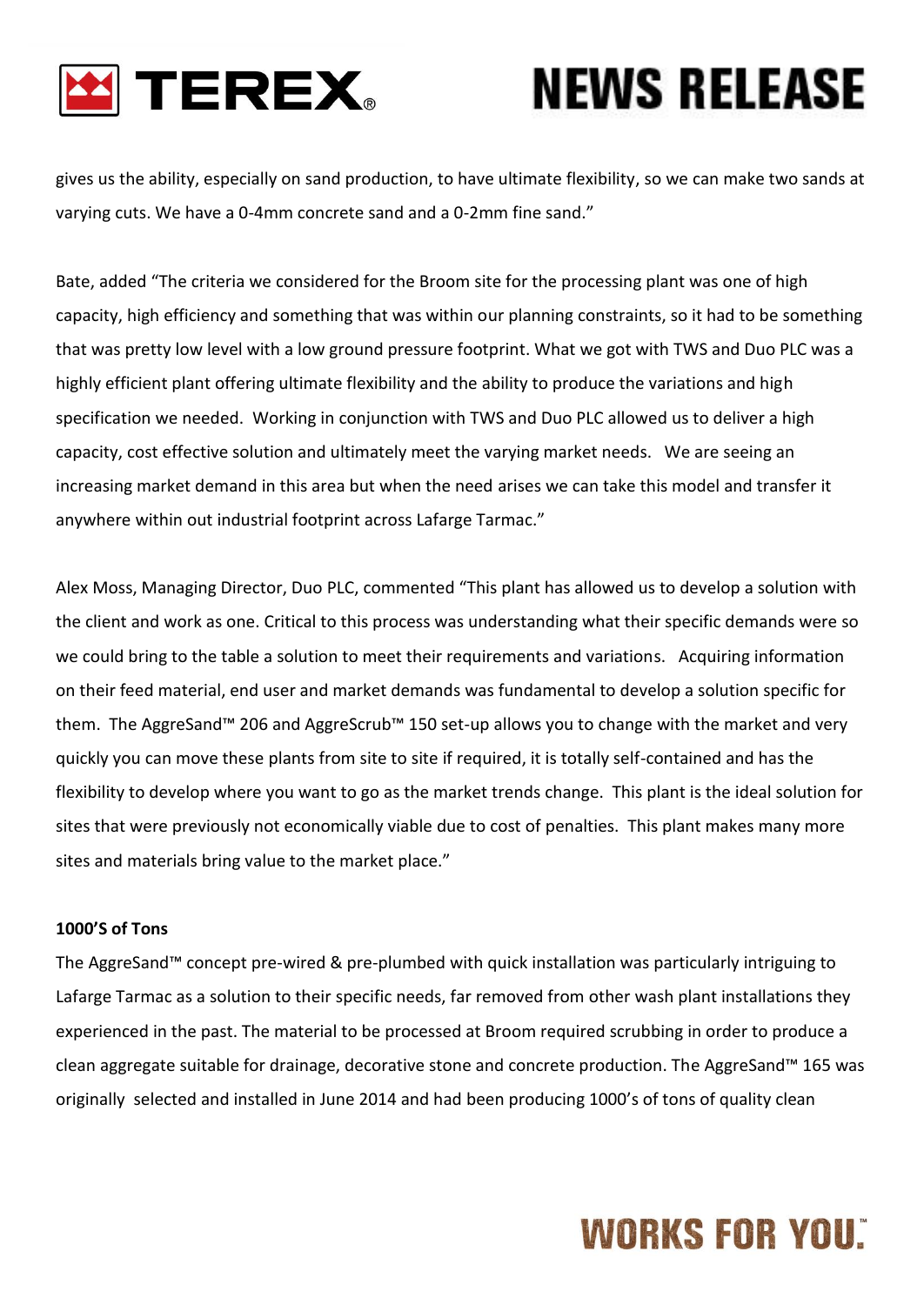gives us the ability, especially on sand production, to have ultimate flexibility, so we can make two sands at varying cuts. We have a 0-4mm concrete sand and a 0-2mm fine sand."

Bate, added "The criteria we considered for the Broom site for the processing plant was one of high capacity, high efficiency and something that was within our planning constraints, so it had to be something that was pretty low level with a low ground pressure footprint. What we got with TWS and Duo PLC was a highly efficient plant offering ultimate flexibility and the ability to produce the variations and high specification we needed. Working in conjunction with TWS and Duo PLC allowed us to deliver a high capacity, cost effective solution and ultimately meet the varying market needs. We are seeing an increasing market demand in this area but when the need arises we can take this model and transfer it anywhere within out industrial footprint across Lafarge Tarmac."

Alex Moss, Managing Director, Duo PLC, commented "This plant has allowed us to develop a solution with the client and work as one. Critical to this process was understanding what their specific demands were so we could bring to the table a solution to meet their requirements and variations. Acquiring information on their feed material, end user and market demands was fundamental to develop a solution specific for them. The AggreSand™ 206 and AggreScrub™ 150 set-up allows you to change with the market and very quickly you can move these plants from site to site if required, it is totally self-contained and has the flexibility to develop where you want to go as the market trends change. This plant is the ideal solution for sites that were previously not economically viable due to cost of penalties. This plant makes many more sites and materials bring value to the market place."

**1000'S of Tons**

The AggreSand™ concept pre-wired & pre-plumbed with quick installation was particularly intriguing to Lafarge Tarmac as a solution to their specific needs, far removed from other wash plant installations they experienced in the past. The material to be processed at Broom required scrubbing in order to produce a clean aggregate suitable for drainage, decorative stone and concrete production. The AggreSand™ 165 was originally selected and installed in June 2014 and had been producing 1000's of tons of quality clean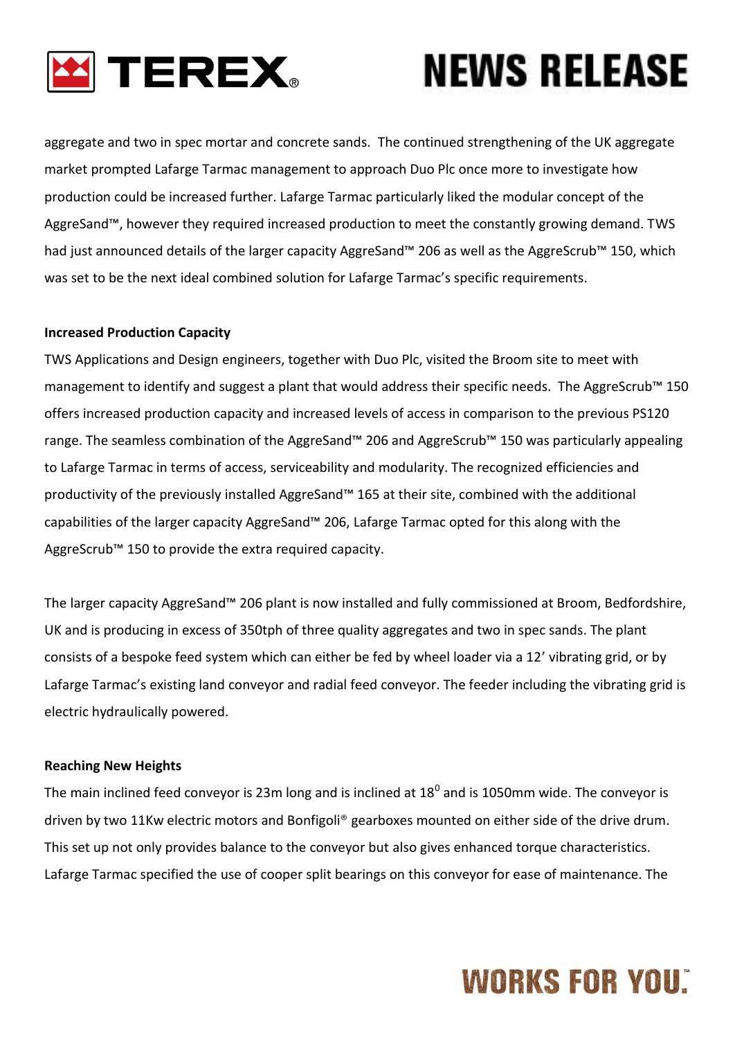aggregate and two in spec mortar and concrete sands. The continued strengthening of the UK aggregate market prompted Lafarge Tarmac management to approach Duo Plc once more to investigate how production could be increased further. Lafarge Tarmac particularly liked the modular concept of the AggreSand™, however they required increased production to meet the constantly growing demand. TWS had just announced details of the larger capacity AggreSand™ 206 as well as the AggreScrub™ 150, which was set to be the next ideal combined solution for Lafarge Tarmac's specific requirements.

**Increased Production Capacity**

TWS Applications and Design engineers, together with Duo Plc, visited the Broom site to meet with management to identify and suggest a plant that would address their specific needs. The AggreScrub™ 150 offers increased production capacity and increased levels of access in comparison to the previous PS120 range. The seamless combination of the AggreSand™ 206 and AggreScrub™ 150 was particularly appealing to Lafarge Tarmac in terms of access, serviceability and modularity. The recognized efficiencies and productivity of the previously installed AggreSand™ 165 at their site, combined with the additional capabilities of the larger capacity AggreSand™ 206, Lafarge Tarmac opted for this along with the AggreScrub™ 150 to provide the extra required capacity.

The larger capacity AggreSand™ 206 plant is now installed and fully commissioned at Broom, Bedfordshire, UK and is producing in excess of 350tph of three quality aggregates and two in spec sands. The plant consists of a bespoke feed system which can either be fed by wheel loader via a 12' vibrating grid, or by Lafarge Tarmac's existing land conveyor and radial feed conveyor. The feeder including the vibrating grid is electric hydraulically powered.

**Reaching New Heights**

The main inclined feed conveyor is 23m long and is inclined at $18^0$ and is 1050mm wide. The conveyor is driven by two 11Kw electric motors and Bonfigoli® gearboxes mounted on either side of the drive drum. This set up not only provides balance to the conveyor but also gives enhanced torque characteristics. Lafarge Tarmac specified the use of cooper split bearings on this conveyor for ease of maintenance. The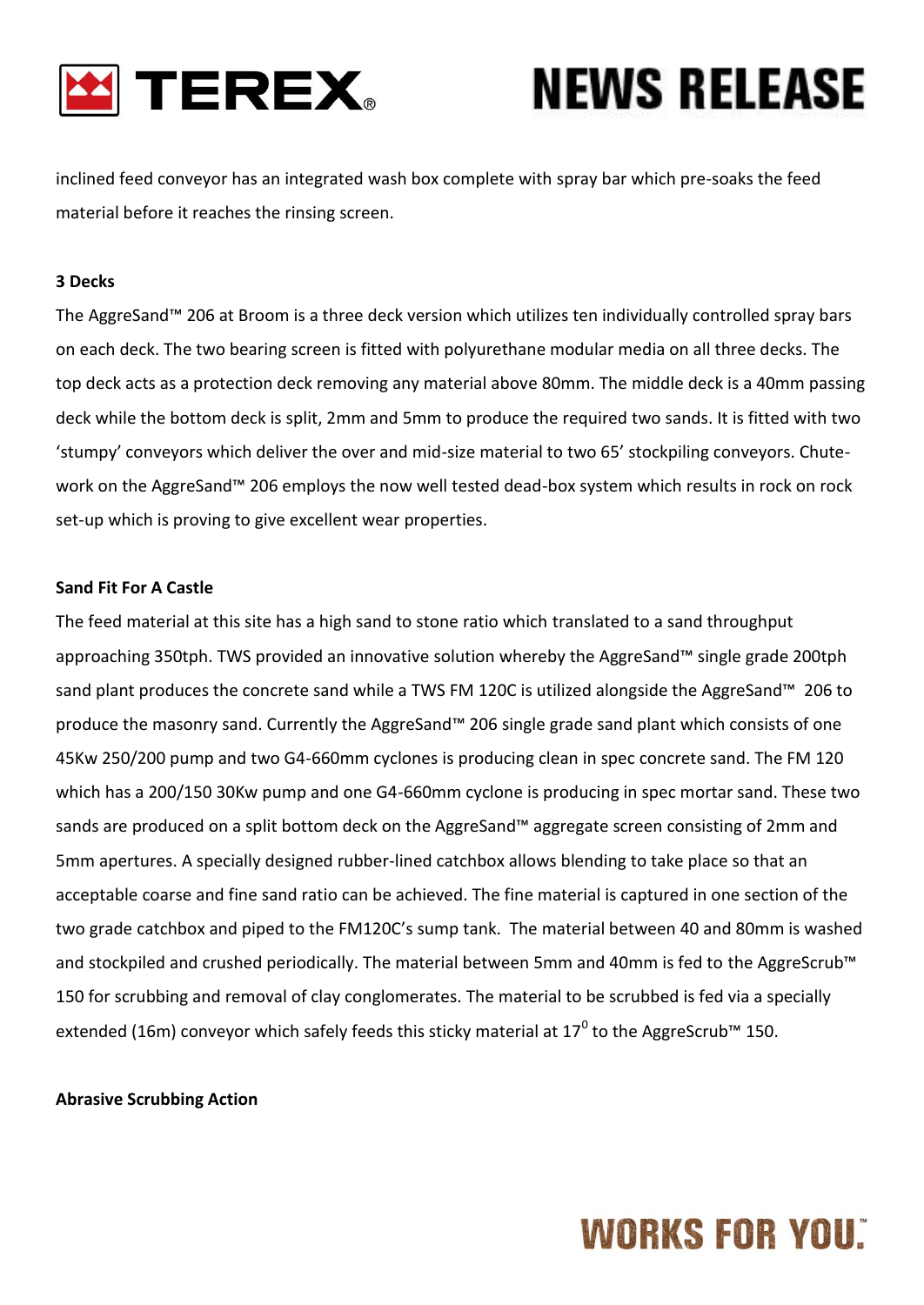inclined feed conveyor has an integrated wash box complete with spray bar which pre-soaks the feed material before it reaches the rinsing screen.

**3 Decks**

The AggreSand™ 206 at Broom is a three deck version which utilizes ten individually controlled spray bars on each deck. The two bearing screen is fitted with polyurethane modular media on all three decks. The top deck acts as a protection deck removing any material above 80mm. The middle deck is a 40mm passing deck while the bottom deck is split, 2mm and 5mm to produce the required two sands. It is fitted with two 'stumpy' conveyors which deliver the over and mid-size material to two 65' stockpiling conveyors. Chute-work on the AggreSand™ 206 employs the now well tested dead-box system which results in rock on rock set-up which is proving to give excellent wear properties.

**Sand Fit For A Castle**

The feed material at this site has a high sand to stone ratio which translated to a sand throughput approaching 350tph. TWS provided an innovative solution whereby the AggreSand™ single grade 200tph sand plant produces the concrete sand while a TWS FM 120C is utilized alongside the AggreSand™ 206 to produce the masonry sand. Currently the AggreSand™ 206 single grade sand plant which consists of one 45Kw 250/200 pump and two G4-660mm cyclones is producing clean in spec concrete sand. The FM 120 which has a 200/150 30Kw pump and one G4-660mm cyclone is producing in spec mortar sand. These two sands are produced on a split bottom deck on the AggreSand™ aggregate screen consisting of 2mm and 5mm apertures. A specially designed rubber-lined catchbox allows blending to take place so that an acceptable coarse and fine sand ratio can be achieved. The fine material is captured in one section of the two grade catchbox and piped to the FM120C's sump tank. The material between 40 and 80mm is washed and stockpiled and crushed periodically. The material between 5mm and 40mm is fed to the AggreScrub™ 150 for scrubbing and removal of clay conglomerates. The material to be scrubbed is fed via a specially extended (16m) conveyor which safely feeds this sticky material at $17^0$ to the AggreScrub™ 150.

**Abrasive Scrubbing Action**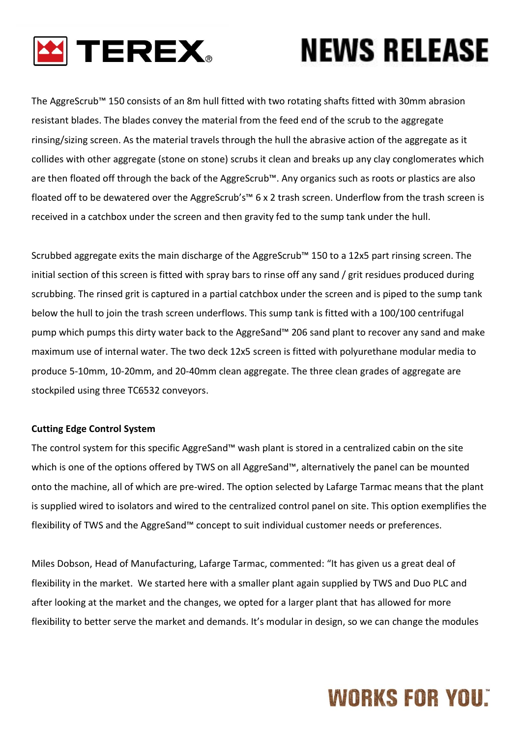The AggreScrub™ 150 consists of an 8m hull fitted with two rotating shafts fitted with 30mm abrasion resistant blades. The blades convey the material from the feed end of the scrub to the aggregate rinsing/sizing screen. As the material travels through the hull the abrasive action of the aggregate as it collides with other aggregate (stone on stone) scrubs it clean and breaks up any clay conglomerates which are then floated off through the back of the AggreScrub™. Any organics such as roots or plastics are also floated off to be dewatered over the AggreScrub's™ 6 x 2 trash screen. Underflow from the trash screen is received in a catchbox under the screen and then gravity fed to the sump tank under the hull.

Scrubbed aggregate exits the main discharge of the AggreScrub™ 150 to a 12x5 part rinsing screen. The initial section of this screen is fitted with spray bars to rinse off any sand / grit residues produced during scrubbing. The rinsed grit is captured in a partial catchbox under the screen and is piped to the sump tank below the hull to join the trash screen underflows. This sump tank is fitted with a 100/100 centrifugal pump which pumps this dirty water back to the AggreSand™ 206 sand plant to recover any sand and make maximum use of internal water. The two deck 12x5 screen is fitted with polyurethane modular media to produce 5-10mm, 10-20mm, and 20-40mm clean aggregate. The three clean grades of aggregate are stockpiled using three TC6532 conveyors.

**Cutting Edge Control System**

The control system for this specific AggreSand™ wash plant is stored in a centralized cabin on the site which is one of the options offered by TWS on all AggreSand™, alternatively the panel can be mounted onto the machine, all of which are pre-wired. The option selected by Lafarge Tarmac means that the plant is supplied wired to isolators and wired to the centralized control panel on site. This option exemplifies the flexibility of TWS and the AggreSand™ concept to suit individual customer needs or preferences.

Miles Dobson, Head of Manufacturing, Lafarge Tarmac, commented: "It has given us a great deal of flexibility in the market. We started here with a smaller plant again supplied by TWS and Duo PLC and after looking at the market and the changes, we opted for a larger plant that has allowed for more flexibility to better serve the market and demands. It's modular in design, so we can change the modules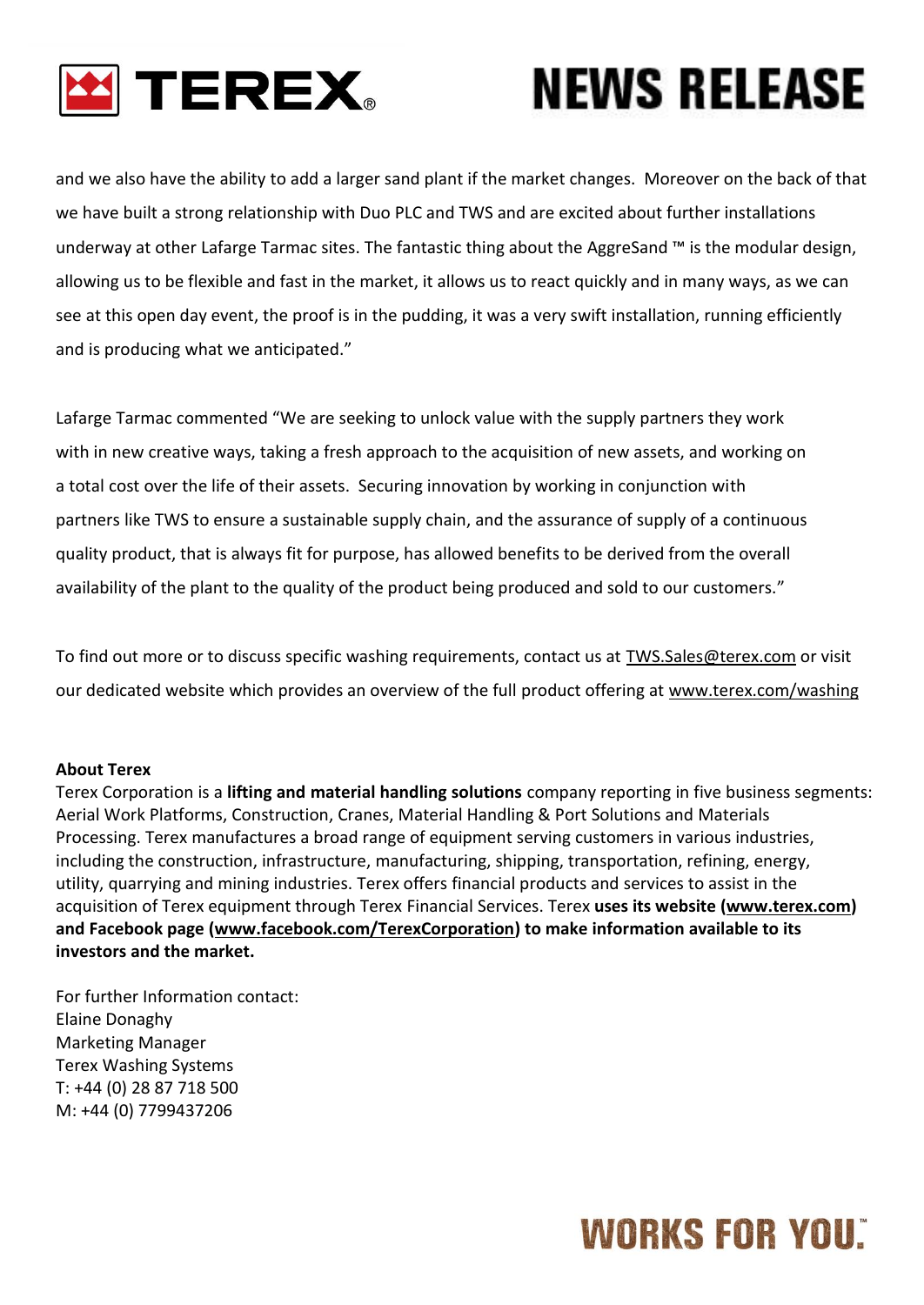and we also have the ability to add a larger sand plant if the market changes. Moreover on the back of that we have built a strong relationship with Duo PLC and TWS and are excited about further installations underway at other Lafarge Tarmac sites. The fantastic thing about the AggreSand ™ is the modular design, allowing us to be flexible and fast in the market, it allows us to react quickly and in many ways, as we can see at this open day event, the proof is in the pudding, it was a very swift installation, running efficiently and is producing what we anticipated."

Lafarge Tarmac commented "We are seeking to unlock value with the supply partners they work with in new creative ways, taking a fresh approach to the acquisition of new assets, and working on a total cost over the life of their assets. Securing innovation by working in conjunction with partners like TWS to ensure a sustainable supply chain, and the assurance of supply of a continuous quality product, that is always fit for purpose, has allowed benefits to be derived from the overall availability of the plant to the quality of the product being produced and sold to our customers."

To find out more or to discuss specific washing requirements, contact us at TWS.Sales@terex.com or visit our dedicated website which provides an overview of the full product offering at www.terex.com/washing

**About Terex**

Terex Corporation is a **lifting and material handling solutions** company reporting in five business segments: Aerial Work Platforms, Construction, Cranes, Material Handling & Port Solutions and Materials Processing. Terex manufactures a broad range of equipment serving customers in various industries, including the construction, infrastructure, manufacturing, shipping, transportation, refining, energy, utility, quarrying and mining industries. Terex offers financial products and services to assist in the acquisition of Terex equipment through Terex Financial Services. Terex **uses its website (www.terex.com) and Facebook page (www.facebook.com/TerexCorporation) to make information available to its investors and the market.**

For further Information contact:
Elaine Donaghy
Marketing Manager
Terex Washing Systems
T: +44 (0) 28 87 718 500
M: +44 (0) 7799437206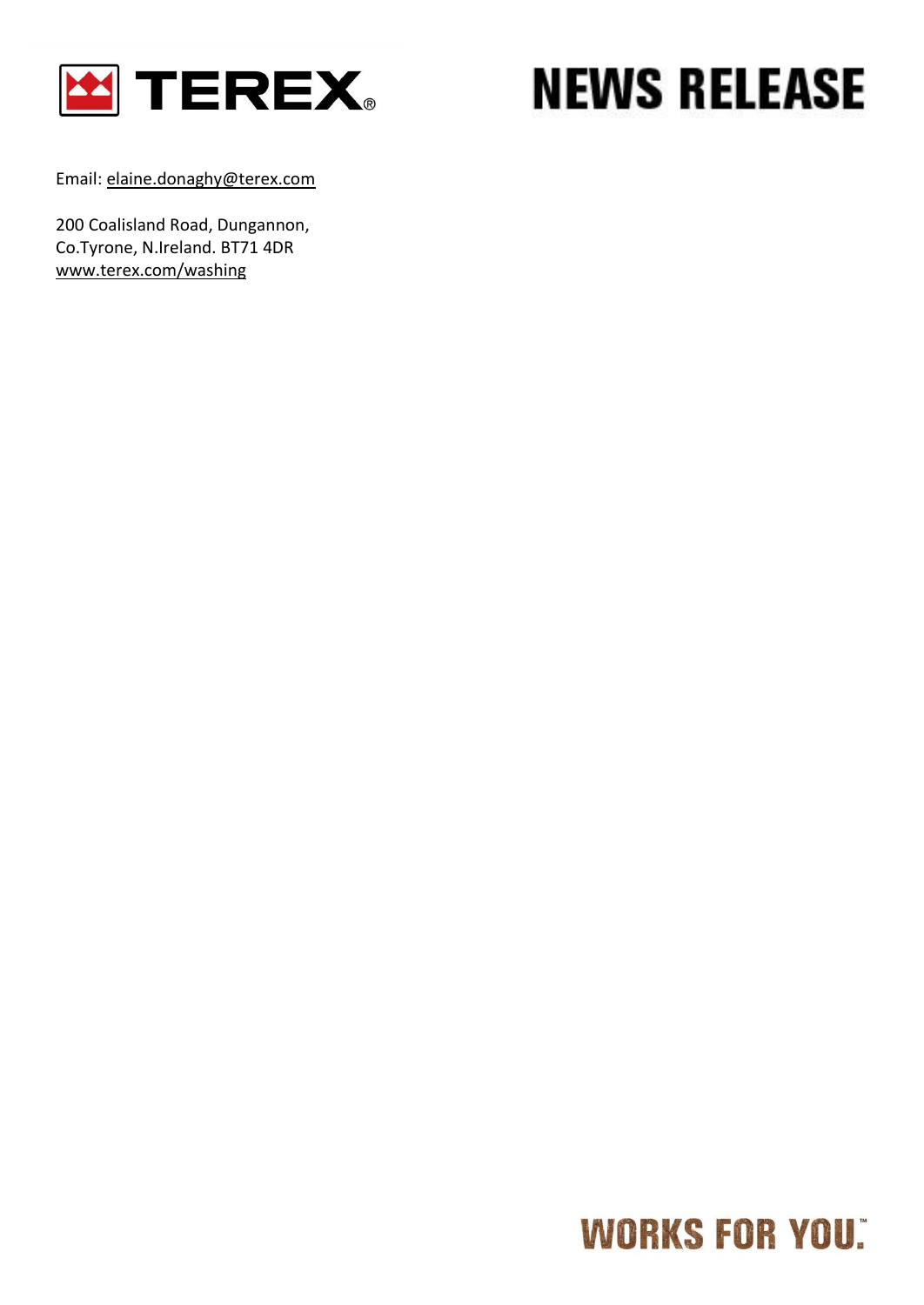TEREX

# NEWS RELEASE

Email: elaine.donaghy@terex.com

200 Coalisland Road, Dungannon,
Co.Tyrone, N.Ireland. BT71 4DR
www.terex.com/washing

WORKS FOR YOU.™